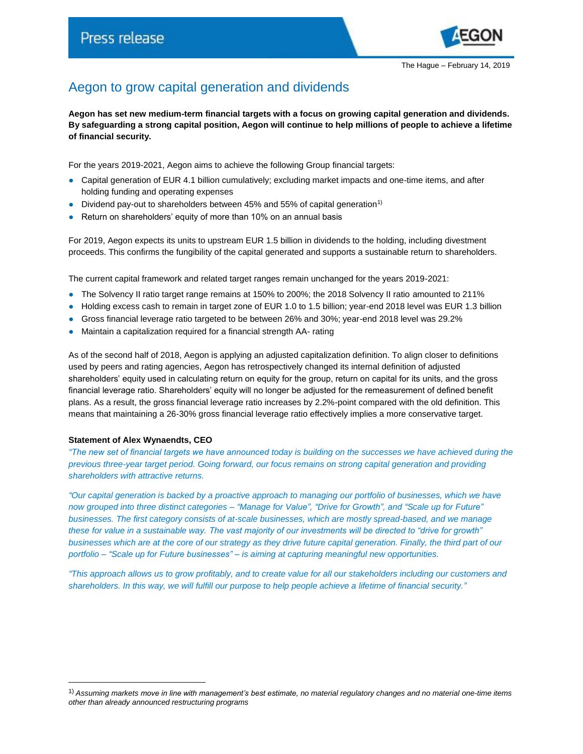Press release

The Hague – February 14, 2019

# Aegon to grow capital generation and dividends

**Aegon has set new medium-term financial targets with a focus on growing capital generation and dividends. By safeguarding a strong capital position, Aegon will continue to help millions of people to achieve a lifetime of financial security.**

For the years 2019-2021, Aegon aims to achieve the following Group financial targets:

- Capital generation of EUR 4.1 billion cumulatively; excluding market impacts and one-time items, and after holding funding and operating expenses
- Dividend pay-out to shareholders between 45% and 55% of capital generation[1)]
- Return on shareholders' equity of more than 10% on an annual basis

For 2019, Aegon expects its units to upstream EUR 1.5 billion in dividends to the holding, including divestment proceeds. This confirms the fungibility of the capital generated and supports a sustainable return to shareholders.

The current capital framework and related target ranges remain unchanged for the years 2019-2021:

- The Solvency II ratio target range remains at 150% to 200%; the 2018 Solvency II ratio amounted to 211%
- Holding excess cash to remain in target zone of EUR 1.0 to 1.5 billion; year-end 2018 level was EUR 1.3 billion
- Gross financial leverage ratio targeted to be between 26% and 30%; year-end 2018 level was 29.2%
- Maintain a capitalization required for a financial strength AA- rating

As of the second half of 2018, Aegon is applying an adjusted capitalization definition. To align closer to definitions used by peers and rating agencies, Aegon has retrospectively changed its internal definition of adjusted shareholders' equity used in calculating return on equity for the group, return on capital for its units, and the gross financial leverage ratio. Shareholders' equity will no longer be adjusted for the remeasurement of defined benefit plans. As a result, the gross financial leverage ratio increases by 2.2%-point compared with the old definition. This means that maintaining a 26-30% gross financial leverage ratio effectively implies a more conservative target.

**Statement of Alex Wynaendts, CEO**

*"The new set of financial targets we have announced today is building on the successes we have achieved during the previous three-year target period. Going forward, our focus remains on strong capital generation and providing shareholders with attractive returns.*

*"Our capital generation is backed by a proactive approach to managing our portfolio of businesses, which we have now grouped into three distinct categories – "Manage for Value", "Drive for Growth", and "Scale up for Future" businesses. The first category consists of at-scale businesses, which are mostly spread-based, and we manage these for value in a sustainable way. The vast majority of our investments will be directed to "drive for growth" businesses which are at the core of our strategy as they drive future capital generation. Finally, the third part of our portfolio – "Scale up for Future businesses" – is aiming at capturing meaningful new opportunities.*

*"This approach allows us to grow profitably, and to create value for all our stakeholders including our customers and shareholders. In this way, we will fulfill our purpose to help people achieve a lifetime of financial security."*

---

[1)] *Assuming markets move in line with management's best estimate, no material regulatory changes and no material one-time items other than already announced restructuring programs*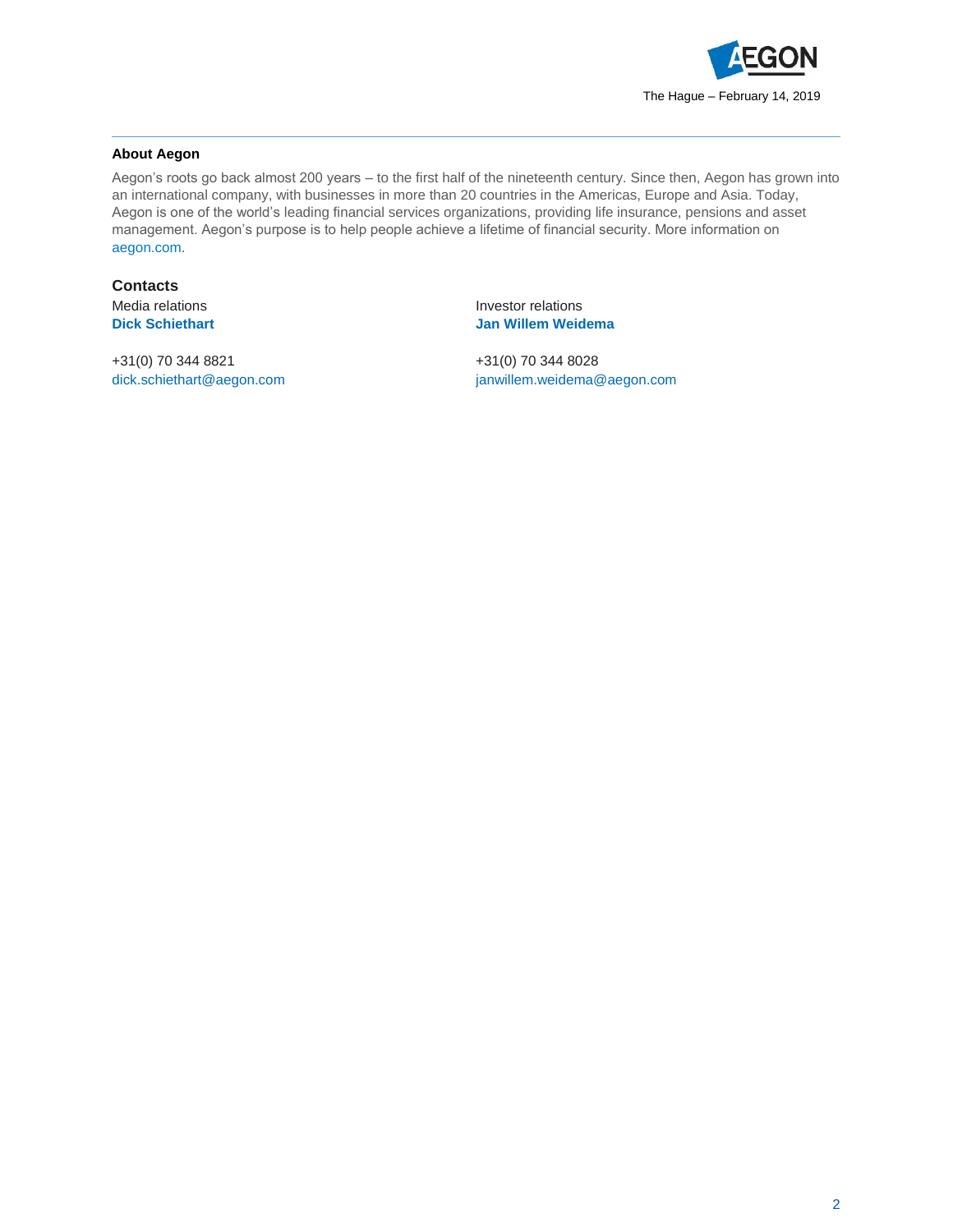### About Aegon

Aegon's roots go back almost 200 years – to the first half of the nineteenth century. Since then, Aegon has grown into an international company, with businesses in more than 20 countries in the Americas, Europe and Asia. Today, Aegon is one of the world's leading financial services organizations, providing life insurance, pensions and asset management. Aegon's purpose is to help people achieve a lifetime of financial security. More information on aegon.com.

### Contacts

Media relations
**Dick Schiethart**

+31(0) 70 344 8821
dick.schiethart@aegon.com

Investor relations
**Jan Willem Weidema**

+31(0) 70 344 8028
janwillem.weidema@aegon.com